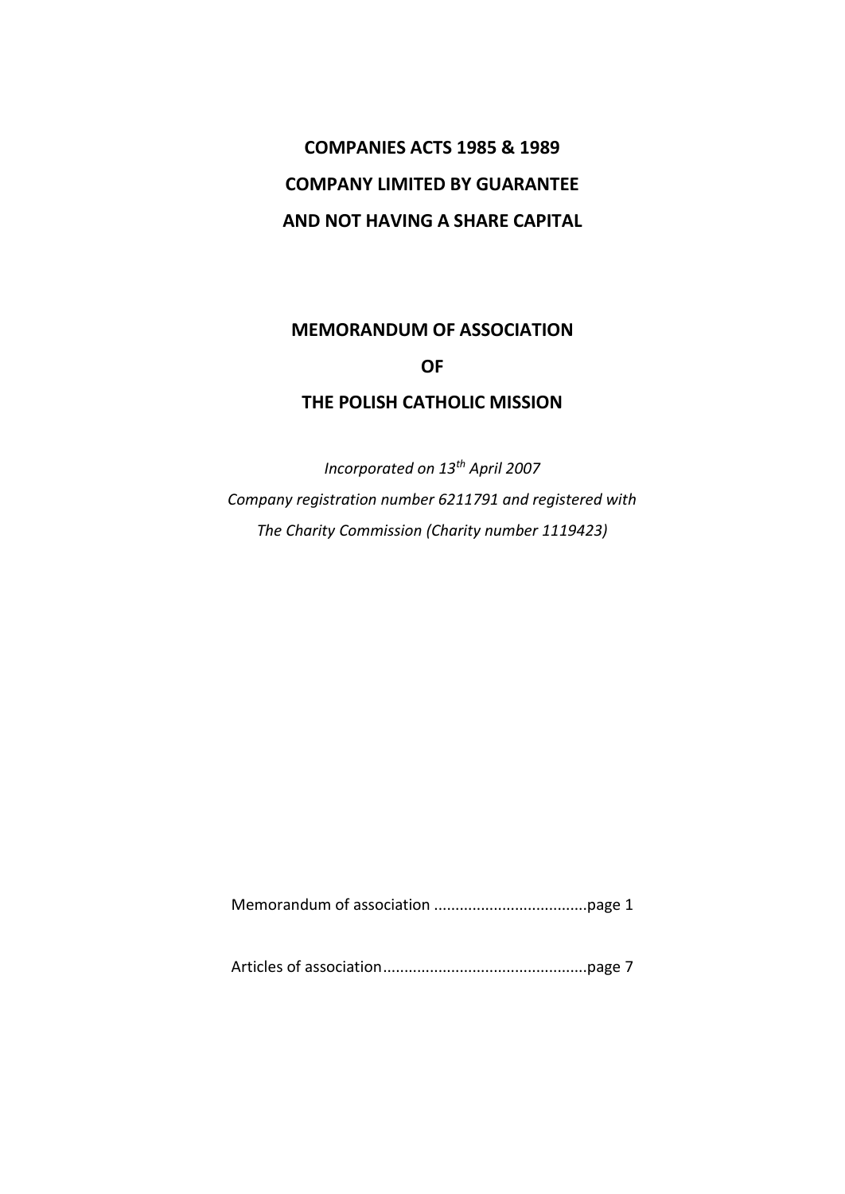**COMPANIES ACTS 1985 & 1989**

**COMPANY LIMITED BY GUARANTEE**

**AND NOT HAVING A SHARE CAPITAL**

# MEMORANDUM OF ASSOCIATION

# OF

# THE POLISH CATHOLIC MISSION

*Incorporated on 13th April 2007*

*Company registration number 6211791 and registered with*

*The Charity Commission (Charity number 1119423)*

Memorandum of association ....................................page 1

Articles of association................................................page 7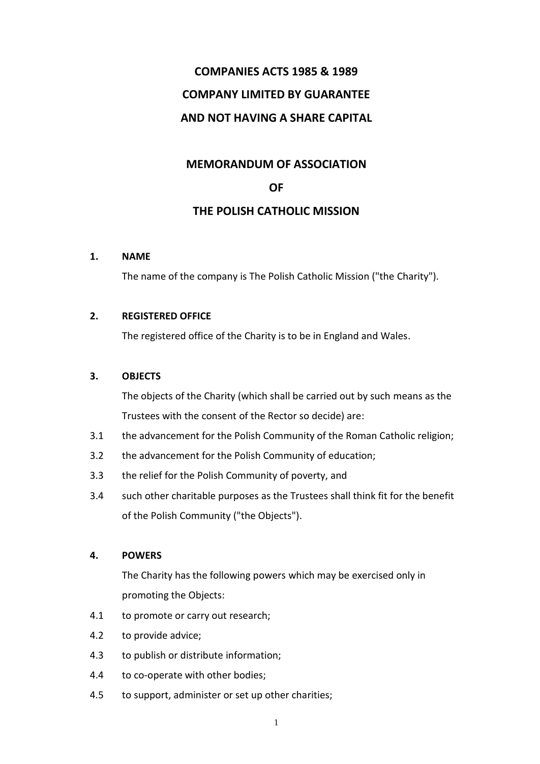**COMPANIES ACTS 1985 & 1989**

**COMPANY LIMITED BY GUARANTEE**

**AND NOT HAVING A SHARE CAPITAL**

# MEMORANDUM OF ASSOCIATION

# OF

# THE POLISH CATHOLIC MISSION

**1. NAME**

The name of the company is The Polish Catholic Mission ("the Charity").

**2. REGISTERED OFFICE**

The registered office of the Charity is to be in England and Wales.

**3. OBJECTS**

The objects of the Charity (which shall be carried out by such means as the Trustees with the consent of the Rector so decide) are:

3.1 the advancement for the Polish Community of the Roman Catholic religion;

3.2 the advancement for the Polish Community of education;

3.3 the relief for the Polish Community of poverty, and

3.4 such other charitable purposes as the Trustees shall think fit for the benefit of the Polish Community ("the Objects").

**4. POWERS**

The Charity has the following powers which may be exercised only in promoting the Objects:

4.1 to promote or carry out research;

4.2 to provide advice;

4.3 to publish or distribute information;

4.4 to co-operate with other bodies;

4.5 to support, administer or set up other charities;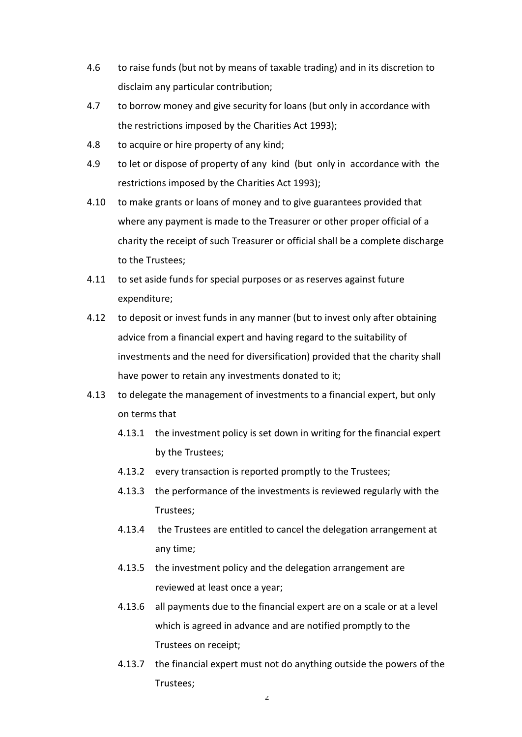4.6 to raise funds (but not by means of taxable trading) and in its discretion to disclaim any particular contribution;

4.7 to borrow money and give security for loans (but only in accordance with the restrictions imposed by the Charities Act 1993);

4.8 to acquire or hire property of any kind;

4.9 to let or dispose of property of any kind (but only in accordance with the restrictions imposed by the Charities Act 1993);

4.10 to make grants or loans of money and to give guarantees provided that where any payment is made to the Treasurer or other proper official of a charity the receipt of such Treasurer or official shall be a complete discharge to the Trustees;

4.11 to set aside funds for special purposes or as reserves against future expenditure;

4.12 to deposit or invest funds in any manner (but to invest only after obtaining advice from a financial expert and having regard to the suitability of investments and the need for diversification) provided that the charity shall have power to retain any investments donated to it;

4.13 to delegate the management of investments to a financial expert, but only on terms that

- 4.13.1 the investment policy is set down in writing for the financial expert by the Trustees;
- 4.13.2 every transaction is reported promptly to the Trustees;
- 4.13.3 the performance of the investments is reviewed regularly with the Trustees;
- 4.13.4 the Trustees are entitled to cancel the delegation arrangement at any time;
- 4.13.5 the investment policy and the delegation arrangement are reviewed at least once a year;
- 4.13.6 all payments due to the financial expert are on a scale or at a level which is agreed in advance and are notified promptly to the Trustees on receipt;
- 4.13.7 the financial expert must not do anything outside the powers of the Trustees;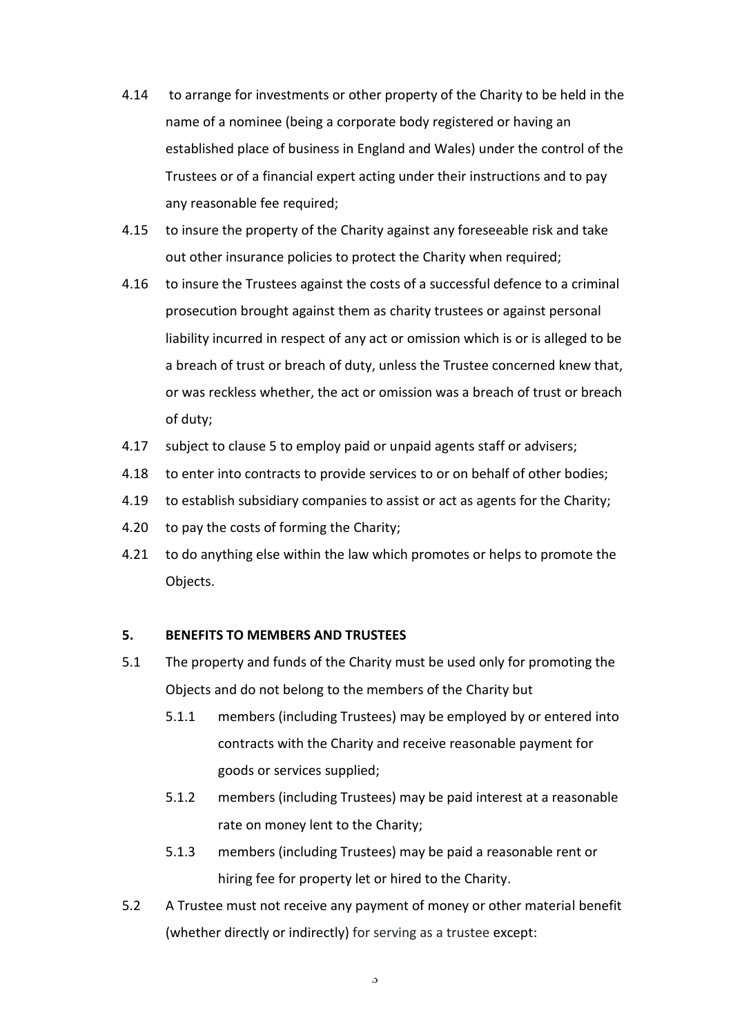4.14 to arrange for investments or other property of the Charity to be held in the name of a nominee (being a corporate body registered or having an established place of business in England and Wales) under the control of the Trustees or of a financial expert acting under their instructions and to pay any reasonable fee required;

4.15 to insure the property of the Charity against any foreseeable risk and take out other insurance policies to protect the Charity when required;

4.16 to insure the Trustees against the costs of a successful defence to a criminal prosecution brought against them as charity trustees or against personal liability incurred in respect of any act or omission which is or is alleged to be a breach of trust or breach of duty, unless the Trustee concerned knew that, or was reckless whether, the act or omission was a breach of trust or breach of duty;

4.17 subject to clause 5 to employ paid or unpaid agents staff or advisers;

4.18 to enter into contracts to provide services to or on behalf of other bodies;

4.19 to establish subsidiary companies to assist or act as agents for the Charity;

4.20 to pay the costs of forming the Charity;

4.21 to do anything else within the law which promotes or helps to promote the Objects.

**5. BENEFITS TO MEMBERS AND TRUSTEES**

5.1 The property and funds of the Charity must be used only for promoting the Objects and do not belong to the members of the Charity but

5.1.1 members (including Trustees) may be employed by or entered into contracts with the Charity and receive reasonable payment for goods or services supplied;

5.1.2 members (including Trustees) may be paid interest at a reasonable rate on money lent to the Charity;

5.1.3 members (including Trustees) may be paid a reasonable rent or hiring fee for property let or hired to the Charity.

5.2 A Trustee must not receive any payment of money or other material benefit (whether directly or indirectly) for serving as a trustee except: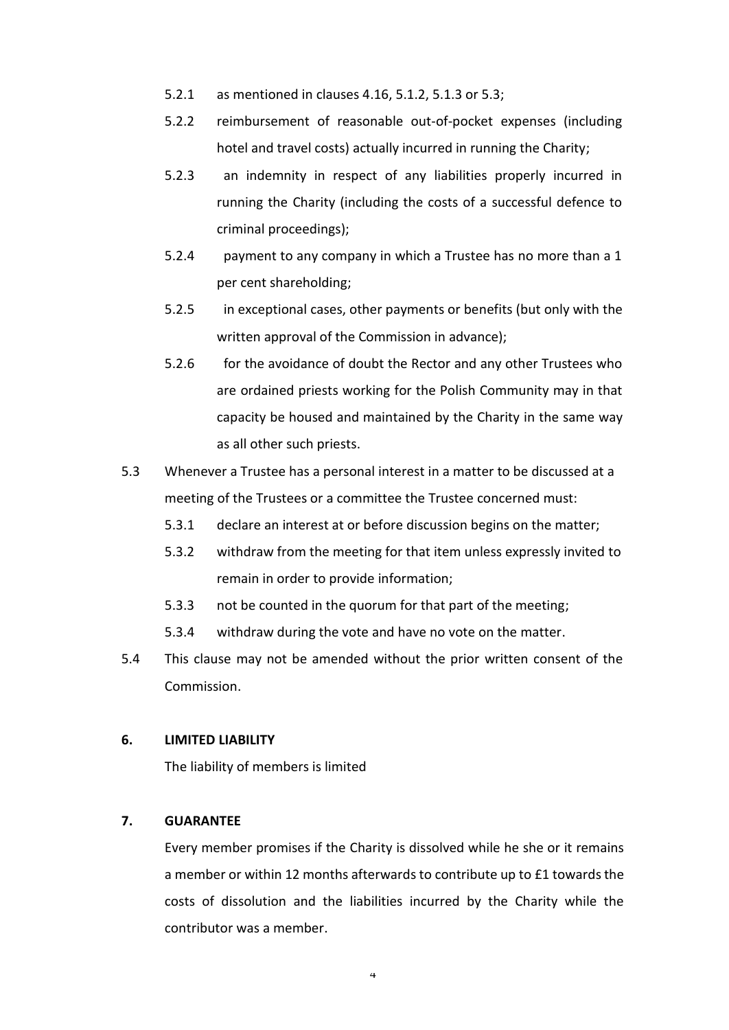- 5.2.1 as mentioned in clauses 4.16, 5.1.2, 5.1.3 or 5.3;
- 5.2.2 reimbursement of reasonable out-of-pocket expenses (including hotel and travel costs) actually incurred in running the Charity;
- 5.2.3 an indemnity in respect of any liabilities properly incurred in running the Charity (including the costs of a successful defence to criminal proceedings);
- 5.2.4 payment to any company in which a Trustee has no more than a 1 per cent shareholding;
- 5.2.5 in exceptional cases, other payments or benefits (but only with the written approval of the Commission in advance);
- 5.2.6 for the avoidance of doubt the Rector and any other Trustees who are ordained priests working for the Polish Community may in that capacity be housed and maintained by the Charity in the same way as all other such priests.

5.3 Whenever a Trustee has a personal interest in a matter to be discussed at a meeting of the Trustees or a committee the Trustee concerned must:

- 5.3.1 declare an interest at or before discussion begins on the matter;
- 5.3.2 withdraw from the meeting for that item unless expressly invited to remain in order to provide information;
- 5.3.3 not be counted in the quorum for that part of the meeting;
- 5.3.4 withdraw during the vote and have no vote on the matter.

5.4 This clause may not be amended without the prior written consent of the Commission.

**6. LIMITED LIABILITY**

The liability of members is limited

**7. GUARANTEE**

Every member promises if the Charity is dissolved while he she or it remains a member or within 12 months afterwards to contribute up to £1 towards the costs of dissolution and the liabilities incurred by the Charity while the contributor was a member.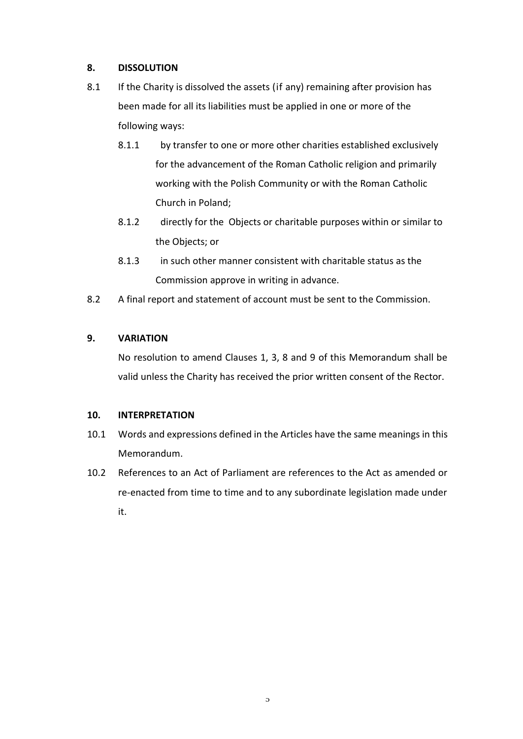## 8. DISSOLUTION

8.1 If the Charity is dissolved the assets (if any) remaining after provision has been made for all its liabilities must be applied in one or more of the following ways:

- 8.1.1 by transfer to one or more other charities established exclusively for the advancement of the Roman Catholic religion and primarily working with the Polish Community or with the Roman Catholic Church in Poland;
- 8.1.2 directly for the Objects or charitable purposes within or similar to the Objects; or
- 8.1.3 in such other manner consistent with charitable status as the Commission approve in writing in advance.

8.2 A final report and statement of account must be sent to the Commission.

## 9. VARIATION

No resolution to amend Clauses 1, 3, 8 and 9 of this Memorandum shall be valid unless the Charity has received the prior written consent of the Rector.

## 10. INTERPRETATION

10.1 Words and expressions defined in the Articles have the same meanings in this Memorandum.

10.2 References to an Act of Parliament are references to the Act as amended or re-enacted from time to time and to any subordinate legislation made under it.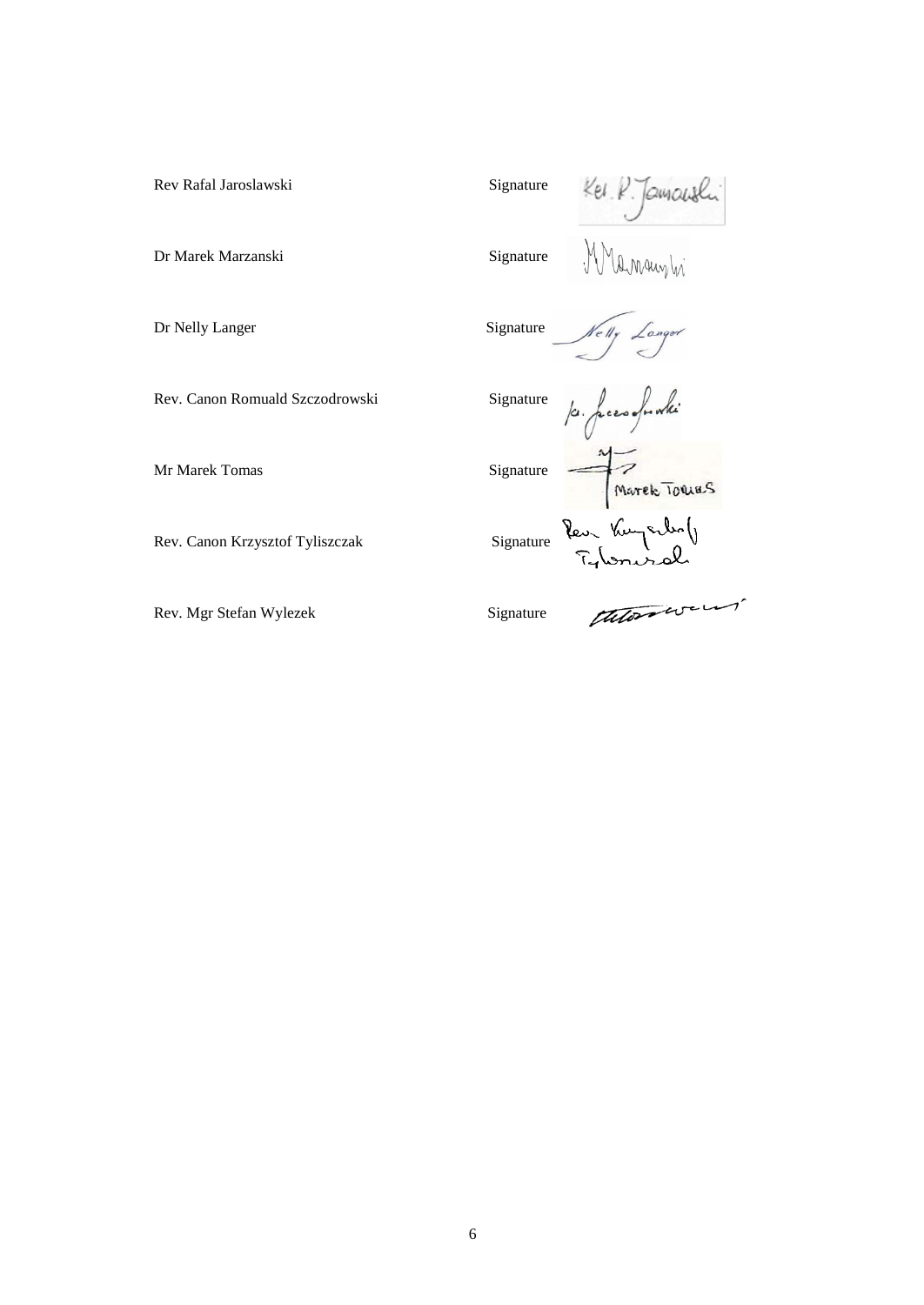Rev Rafal Jaroslawski Signature

Dr Marek Marzanski Signature

Dr Nelly Langer Signature

Rev. Canon Romuald Szczodrowski Signature

Mr Marek Tomas Signature

Rev. Canon Krzysztof Tyliszczak Signature

Rev. Mgr Stefan Wylezek Signature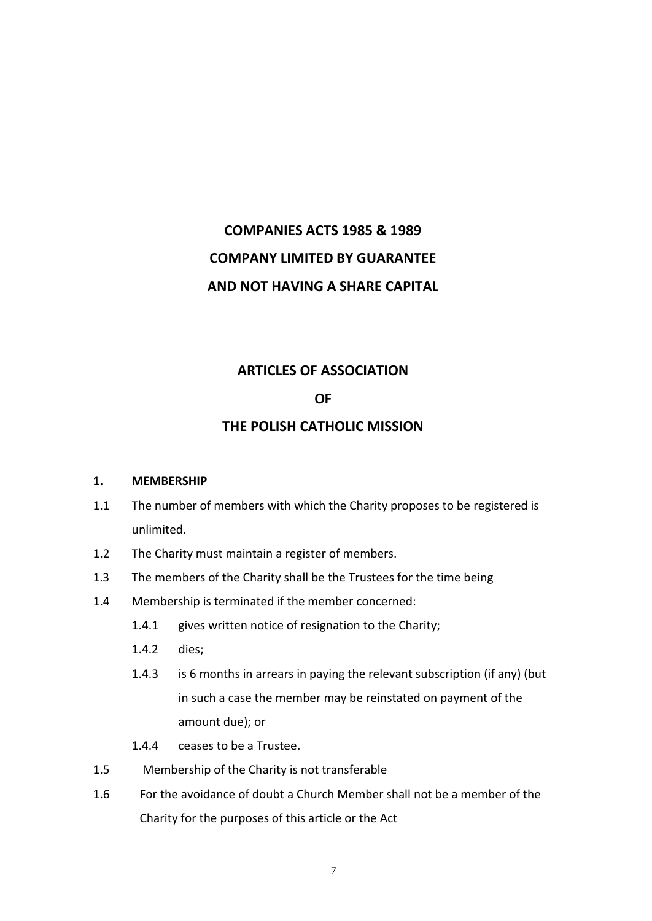**COMPANIES ACTS 1985 & 1989**

**COMPANY LIMITED BY GUARANTEE**

**AND NOT HAVING A SHARE CAPITAL**

**ARTICLES OF ASSOCIATION**

**OF**

**THE POLISH CATHOLIC MISSION**

**1. MEMBERSHIP**

1.1 The number of members with which the Charity proposes to be registered is unlimited.

1.2 The Charity must maintain a register of members.

1.3 The members of the Charity shall be the Trustees for the time being

1.4 Membership is terminated if the member concerned:

- 1.4.1 gives written notice of resignation to the Charity;
- 1.4.2 dies;
- 1.4.3 is 6 months in arrears in paying the relevant subscription (if any) (but in such a case the member may be reinstated on payment of the amount due); or
- 1.4.4 ceases to be a Trustee.

1.5 Membership of the Charity is not transferable

1.6 For the avoidance of doubt a Church Member shall not be a member of the Charity for the purposes of this article or the Act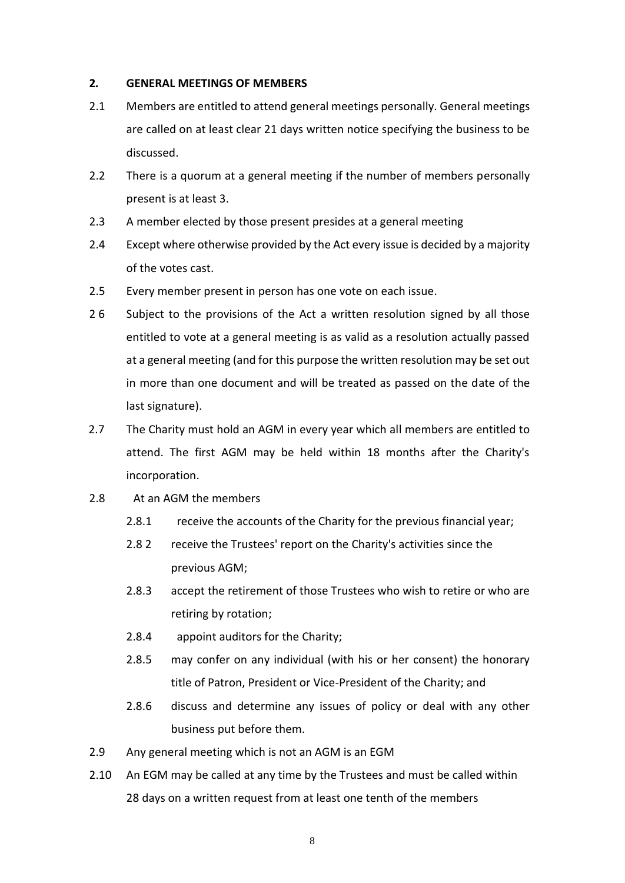## 2. GENERAL MEETINGS OF MEMBERS

2.1 Members are entitled to attend general meetings personally. General meetings are called on at least clear 21 days written notice specifying the business to be discussed.

2.2 There is a quorum at a general meeting if the number of members personally present is at least 3.

2.3 A member elected by those present presides at a general meeting

2.4 Except where otherwise provided by the Act every issue is decided by a majority of the votes cast.

2.5 Every member present in person has one vote on each issue.

2 6 Subject to the provisions of the Act a written resolution signed by all those entitled to vote at a general meeting is as valid as a resolution actually passed at a general meeting (and for this purpose the written resolution may be set out in more than one document and will be treated as passed on the date of the last signature).

2.7 The Charity must hold an AGM in every year which all members are entitled to attend. The first AGM may be held within 18 months after the Charity's incorporation.

2.8 At an AGM the members

- 2.8.1 receive the accounts of the Charity for the previous financial year;
- 2.8 2 receive the Trustees' report on the Charity's activities since the previous AGM;
- 2.8.3 accept the retirement of those Trustees who wish to retire or who are retiring by rotation;
- 2.8.4 appoint auditors for the Charity;
- 2.8.5 may confer on any individual (with his or her consent) the honorary title of Patron, President or Vice-President of the Charity; and
- 2.8.6 discuss and determine any issues of policy or deal with any other business put before them.

2.9 Any general meeting which is not an AGM is an EGM

2.10 An EGM may be called at any time by the Trustees and must be called within 28 days on a written request from at least one tenth of the members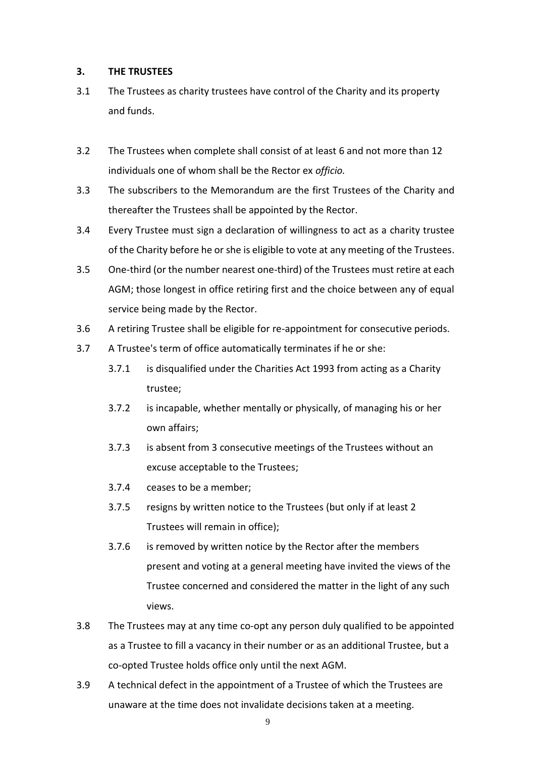## 3. THE TRUSTEES

3.1 The Trustees as charity trustees have control of the Charity and its property and funds.

3.2 The Trustees when complete shall consist of at least 6 and not more than 12 individuals one of whom shall be the Rector ex *officio.*

3.3 The subscribers to the Memorandum are the first Trustees of the Charity and thereafter the Trustees shall be appointed by the Rector.

3.4 Every Trustee must sign a declaration of willingness to act as a charity trustee of the Charity before he or she is eligible to vote at any meeting of the Trustees.

3.5 One-third (or the number nearest one-third) of the Trustees must retire at each AGM; those longest in office retiring first and the choice between any of equal service being made by the Rector.

3.6 A retiring Trustee shall be eligible for re-appointment for consecutive periods.

3.7 A Trustee's term of office automatically terminates if he or she:

- 3.7.1 is disqualified under the Charities Act 1993 from acting as a Charity trustee;
- 3.7.2 is incapable, whether mentally or physically, of managing his or her own affairs;
- 3.7.3 is absent from 3 consecutive meetings of the Trustees without an excuse acceptable to the Trustees;
- 3.7.4 ceases to be a member;
- 3.7.5 resigns by written notice to the Trustees (but only if at least 2 Trustees will remain in office);
- 3.7.6 is removed by written notice by the Rector after the members present and voting at a general meeting have invited the views of the Trustee concerned and considered the matter in the light of any such views.

3.8 The Trustees may at any time co-opt any person duly qualified to be appointed as a Trustee to fill a vacancy in their number or as an additional Trustee, but a co-opted Trustee holds office only until the next AGM.

3.9 A technical defect in the appointment of a Trustee of which the Trustees are unaware at the time does not invalidate decisions taken at a meeting.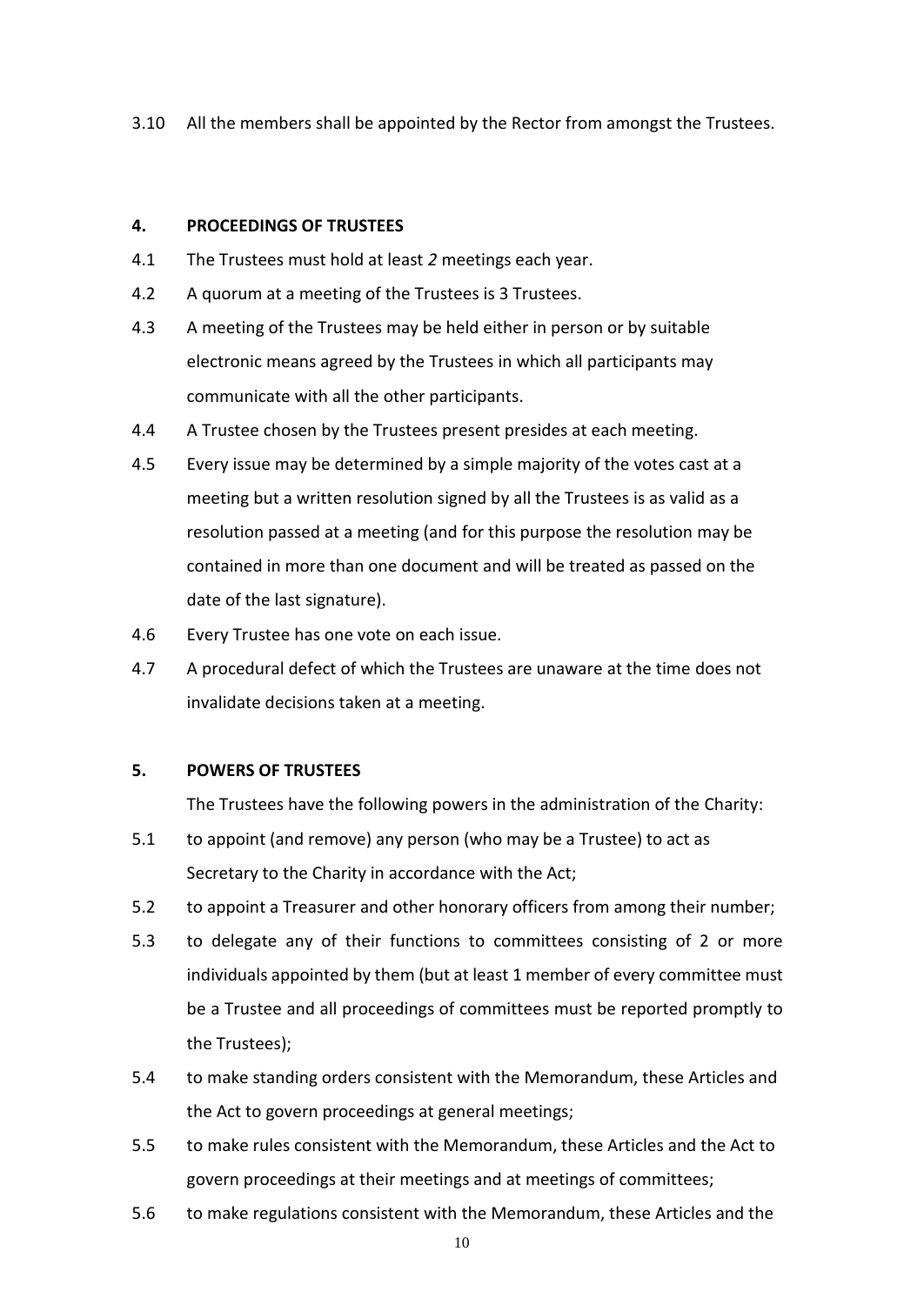3.10 All the members shall be appointed by the Rector from amongst the Trustees.

## 4. PROCEEDINGS OF TRUSTEES

4.1 The Trustees must hold at least *2* meetings each year.

4.2 A quorum at a meeting of the Trustees is 3 Trustees.

4.3 A meeting of the Trustees may be held either in person or by suitable electronic means agreed by the Trustees in which all participants may communicate with all the other participants.

4.4 A Trustee chosen by the Trustees present presides at each meeting.

4.5 Every issue may be determined by a simple majority of the votes cast at a meeting but a written resolution signed by all the Trustees is as valid as a resolution passed at a meeting (and for this purpose the resolution may be contained in more than one document and will be treated as passed on the date of the last signature).

4.6 Every Trustee has one vote on each issue.

4.7 A procedural defect of which the Trustees are unaware at the time does not invalidate decisions taken at a meeting.

## 5. POWERS OF TRUSTEES

The Trustees have the following powers in the administration of the Charity:

5.1 to appoint (and remove) any person (who may be a Trustee) to act as Secretary to the Charity in accordance with the Act;

5.2 to appoint a Treasurer and other honorary officers from among their number;

5.3 to delegate any of their functions to committees consisting of 2 or more individuals appointed by them (but at least 1 member of every committee must be a Trustee and all proceedings of committees must be reported promptly to the Trustees);

5.4 to make standing orders consistent with the Memorandum, these Articles and the Act to govern proceedings at general meetings;

5.5 to make rules consistent with the Memorandum, these Articles and the Act to govern proceedings at their meetings and at meetings of committees;

5.6 to make regulations consistent with the Memorandum, these Articles and the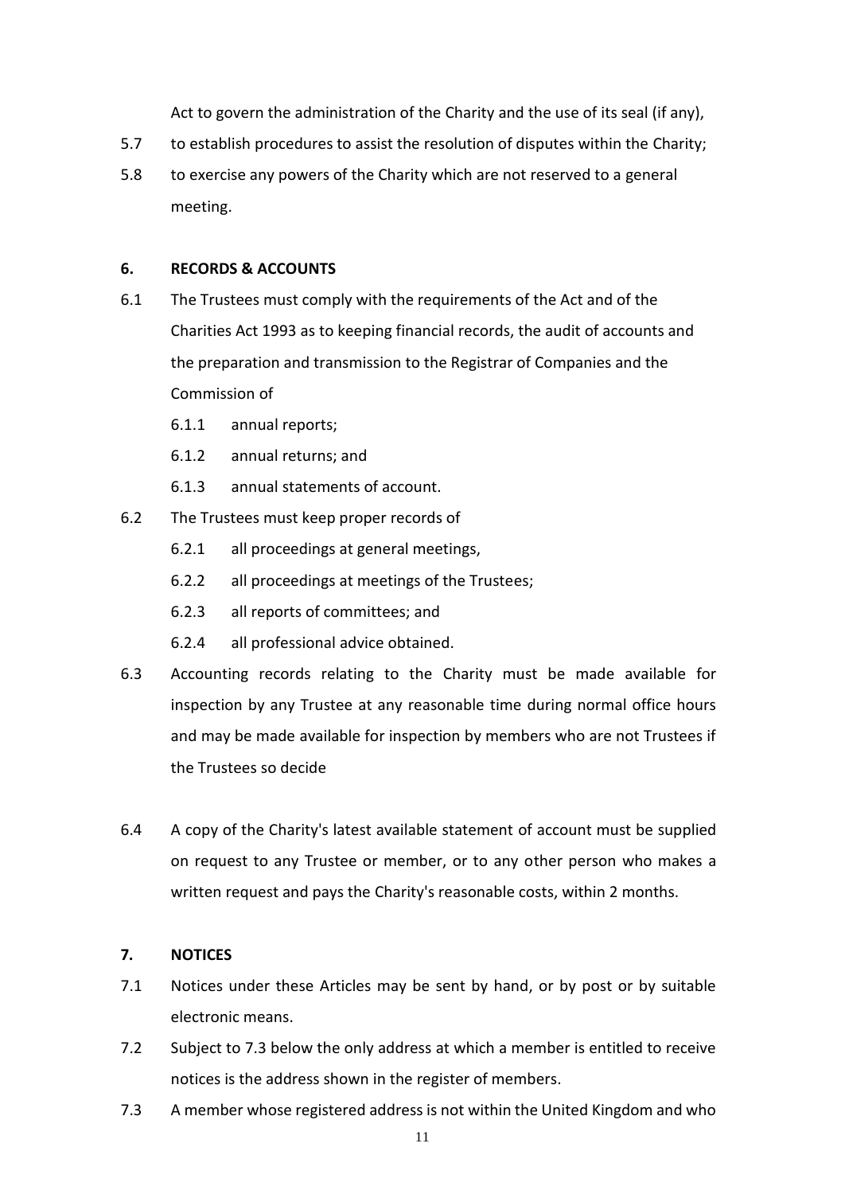Act to govern the administration of the Charity and the use of its seal (if any),

5.7 to establish procedures to assist the resolution of disputes within the Charity;

5.8 to exercise any powers of the Charity which are not reserved to a general meeting.

## 6. RECORDS & ACCOUNTS

6.1 The Trustees must comply with the requirements of the Act and of the Charities Act 1993 as to keeping financial records, the audit of accounts and the preparation and transmission to the Registrar of Companies and the Commission of

- 6.1.1 annual reports;
- 6.1.2 annual returns; and
- 6.1.3 annual statements of account.

6.2 The Trustees must keep proper records of

- 6.2.1 all proceedings at general meetings,
- 6.2.2 all proceedings at meetings of the Trustees;
- 6.2.3 all reports of committees; and
- 6.2.4 all professional advice obtained.

6.3 Accounting records relating to the Charity must be made available for inspection by any Trustee at any reasonable time during normal office hours and may be made available for inspection by members who are not Trustees if the Trustees so decide

6.4 A copy of the Charity's latest available statement of account must be supplied on request to any Trustee or member, or to any other person who makes a written request and pays the Charity's reasonable costs, within 2 months.

## 7. NOTICES

7.1 Notices under these Articles may be sent by hand, or by post or by suitable electronic means.

7.2 Subject to 7.3 below the only address at which a member is entitled to receive notices is the address shown in the register of members.

7.3 A member whose registered address is not within the United Kingdom and who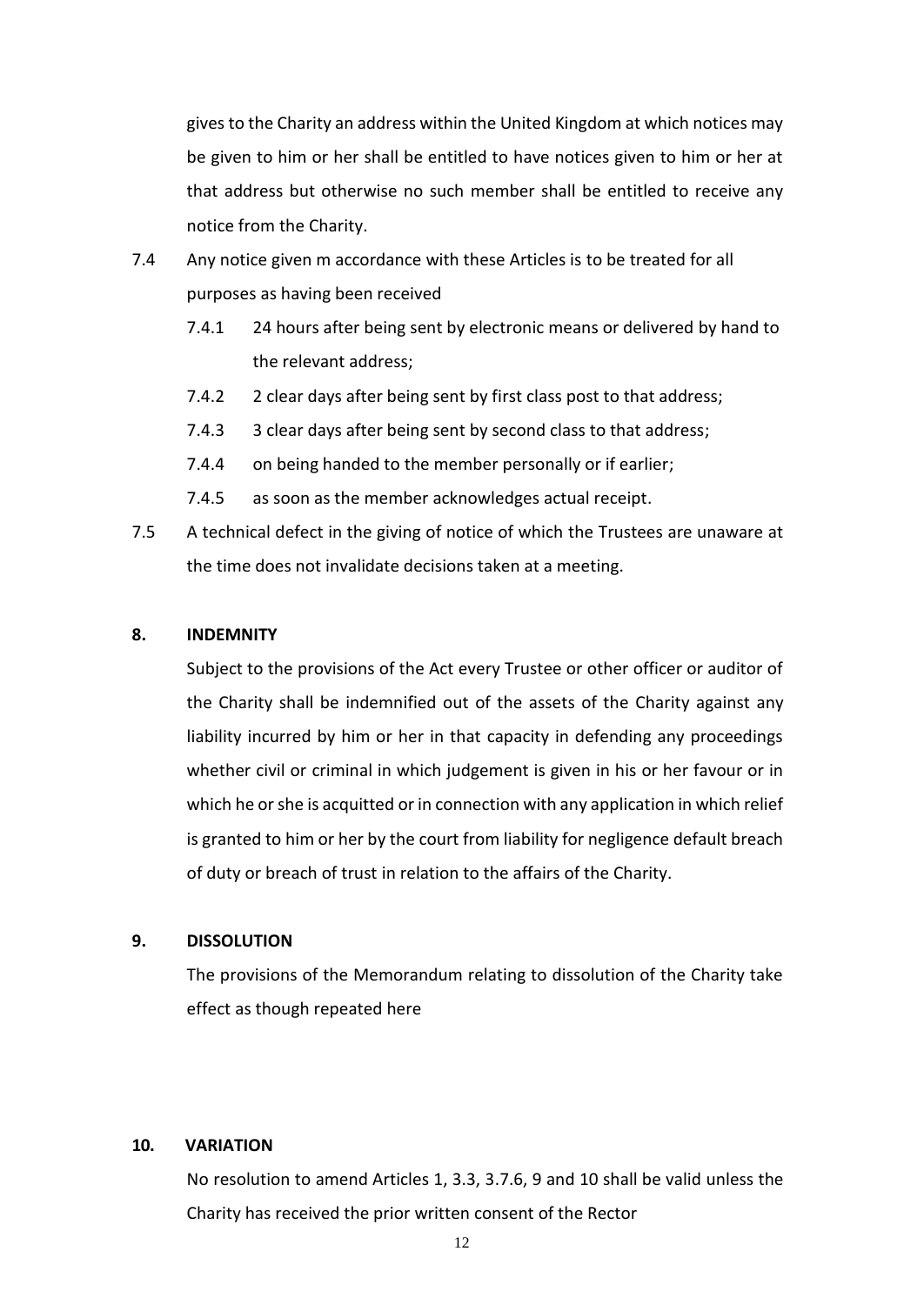gives to the Charity an address within the United Kingdom at which notices may be given to him or her shall be entitled to have notices given to him or her at that address but otherwise no such member shall be entitled to receive any notice from the Charity.

7.4 Any notice given m accordance with these Articles is to be treated for all purposes as having been received

- 7.4.1 24 hours after being sent by electronic means or delivered by hand to the relevant address;
- 7.4.2 2 clear days after being sent by first class post to that address;
- 7.4.3 3 clear days after being sent by second class to that address;
- 7.4.4 on being handed to the member personally or if earlier;
- 7.4.5 as soon as the member acknowledges actual receipt.

7.5 A technical defect in the giving of notice of which the Trustees are unaware at the time does not invalidate decisions taken at a meeting.

## 8. INDEMNITY

Subject to the provisions of the Act every Trustee or other officer or auditor of the Charity shall be indemnified out of the assets of the Charity against any liability incurred by him or her in that capacity in defending any proceedings whether civil or criminal in which judgement is given in his or her favour or in which he or she is acquitted or in connection with any application in which relief is granted to him or her by the court from liability for negligence default breach of duty or breach of trust in relation to the affairs of the Charity.

## 9. DISSOLUTION

The provisions of the Memorandum relating to dissolution of the Charity take effect as though repeated here

## 10. VARIATION

No resolution to amend Articles 1, 3.3, 3.7.6, 9 and 10 shall be valid unless the Charity has received the prior written consent of the Rector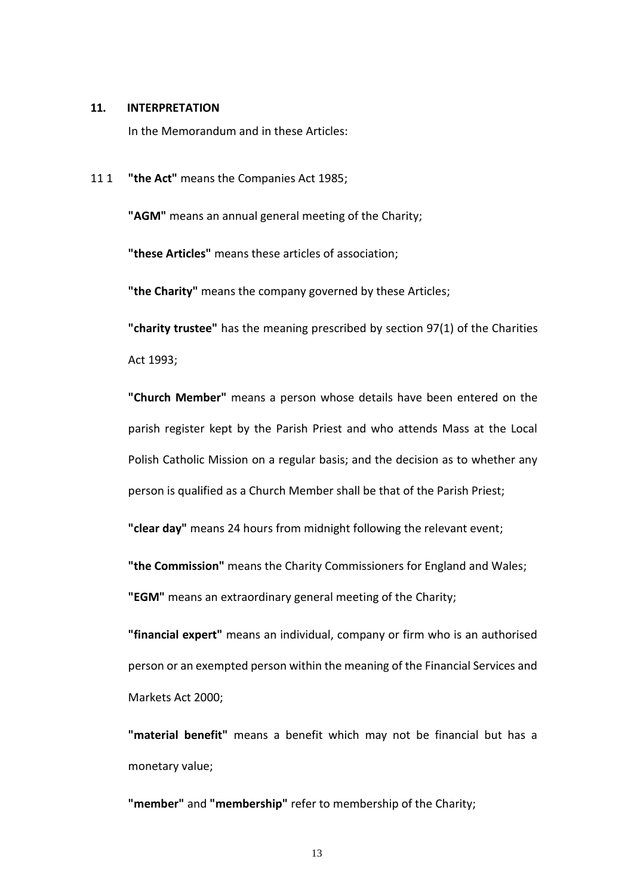## 11. INTERPRETATION

In the Memorandum and in these Articles:

11 1 **"the Act"** means the Companies Act 1985;

**"AGM"** means an annual general meeting of the Charity;

**"these Articles"** means these articles of association;

**"the Charity"** means the company governed by these Articles;

**"charity trustee"** has the meaning prescribed by section 97(1) of the Charities Act 1993;

**"Church Member"** means a person whose details have been entered on the parish register kept by the Parish Priest and who attends Mass at the Local Polish Catholic Mission on a regular basis; and the decision as to whether any person is qualified as a Church Member shall be that of the Parish Priest;

**"clear day"** means 24 hours from midnight following the relevant event;

**"the Commission"** means the Charity Commissioners for England and Wales;

**"EGM"** means an extraordinary general meeting of the Charity;

**"financial expert"** means an individual, company or firm who is an authorised person or an exempted person within the meaning of the Financial Services and Markets Act 2000;

**"material benefit"** means a benefit which may not be financial but has a monetary value;

**"member"** and **"membership"** refer to membership of the Charity;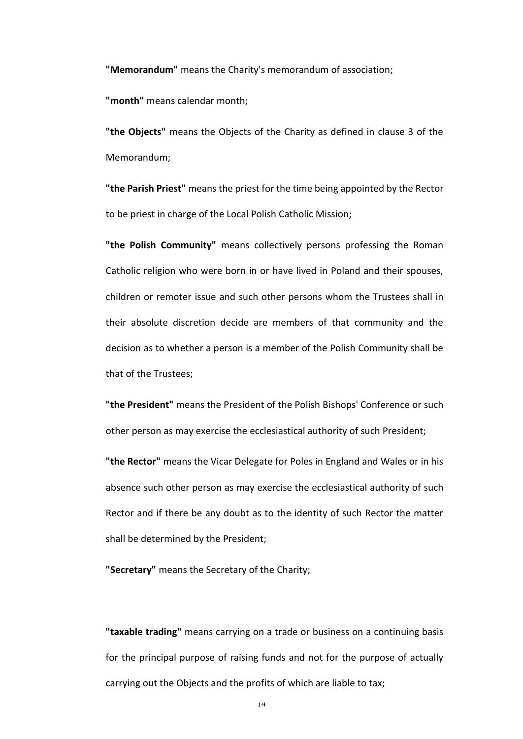**"Memorandum"** means the Charity's memorandum of association;

**"month"** means calendar month;

**"the Objects"** means the Objects of the Charity as defined in clause 3 of the Memorandum;

**"the Parish Priest"** means the priest for the time being appointed by the Rector to be priest in charge of the Local Polish Catholic Mission;

**"the Polish Community"** means collectively persons professing the Roman Catholic religion who were born in or have lived in Poland and their spouses, children or remoter issue and such other persons whom the Trustees shall in their absolute discretion decide are members of that community and the decision as to whether a person is a member of the Polish Community shall be that of the Trustees;

**"the President"** means the President of the Polish Bishops' Conference or such other person as may exercise the ecclesiastical authority of such President;

**"the Rector"** means the Vicar Delegate for Poles in England and Wales or in his absence such other person as may exercise the ecclesiastical authority of such Rector and if there be any doubt as to the identity of such Rector the matter shall be determined by the President;

**"Secretary"** means the Secretary of the Charity;

**"taxable trading"** means carrying on a trade or business on a continuing basis for the principal purpose of raising funds and not for the purpose of actually carrying out the Objects and the profits of which are liable to tax;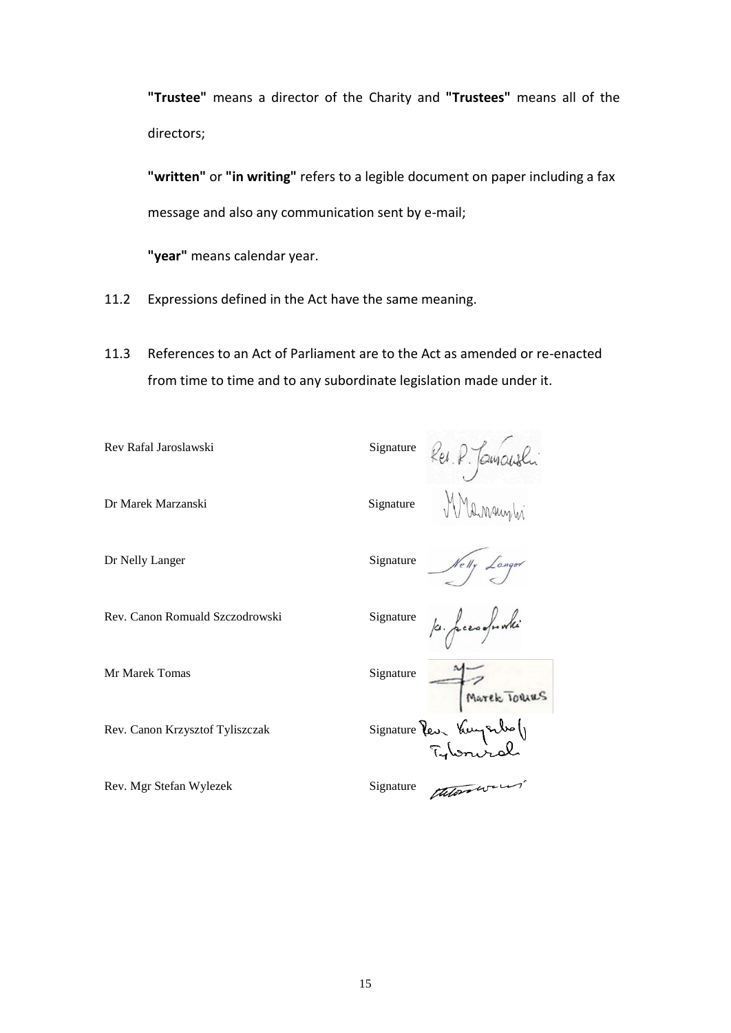**"Trustee"** means a director of the Charity and **"Trustees"** means all of the directors;

**"written"** or **"in writing"** refers to a legible document on paper including a fax message and also any communication sent by e-mail;

**"year"** means calendar year.

11.2 Expressions defined in the Act have the same meaning.

11.3 References to an Act of Parliament are to the Act as amended or re-enacted from time to time and to any subordinate legislation made under it.

| | |
|---|---|
| Rev Rafal Jaroslawski | Signature |
| Dr Marek Marzanski | Signature |
| Dr Nelly Langer | Signature |
| Rev. Canon Romuald Szczodrowski | Signature |
| Mr Marek Tomas | Signature |
| Rev. Canon Krzysztof Tyliszczak | Signature |
| Rev. Mgr Stefan Wylezek | Signature |